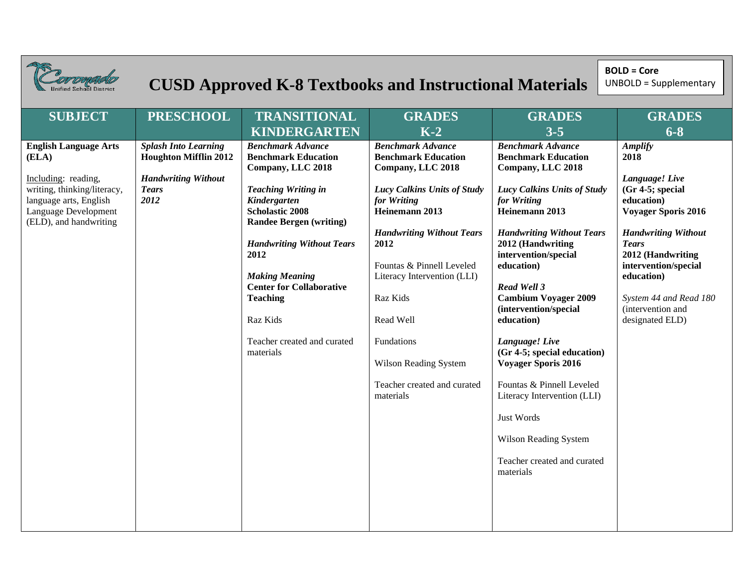# CUSD Approved K-8 Textbooks and Instructional Materials

**BOLD = Core**
UNBOLD = Supplementary

| SUBJECT | PRESCHOOL | TRANSITIONAL KINDERGARTEN | GRADES K-2 | GRADES 3-5 | GRADES 6-8 |
|---|---|---|---|---|---|
| **English Language Arts (ELA)**<br><br>Including: reading, writing, thinking/literacy, language arts, English Language Development (ELD), and handwriting | ***Splash Into Learning*** **Houghton Mifflin 2012**<br><br>***Handwriting Without Tears 2012*** | ***Benchmark Advance*** **Benchmark Education Company, LLC 2018**<br><br>***Teaching Writing in Kindergarten*** **Scholastic 2008 Randee Bergen (writing)**<br><br>***Handwriting Without Tears*** **2012**<br><br>***Making Meaning*** **Center for Collaborative Teaching**<br><br>Raz Kids<br><br>Teacher created and curated materials | ***Benchmark Advance*** **Benchmark Education Company, LLC 2018**<br><br>***Lucy Calkins Units of Study for Writing*** **Heinemann 2013**<br><br>***Handwriting Without Tears*** **2012**<br><br>Fountas & Pinnell Leveled Literacy Intervention (LLI)<br><br>Raz Kids<br><br>Read Well<br><br>Fundations<br><br>Wilson Reading System<br><br>Teacher created and curated materials | ***Benchmark Advance*** **Benchmark Education Company, LLC 2018**<br><br>***Lucy Calkins Units of Study for Writing*** **Heinemann 2013**<br><br>***Handwriting Without Tears*** **2012 (Handwriting intervention/special education)**<br><br>***Read Well 3*** **Cambium Voyager 2009 (intervention/special education)**<br><br>***Language! Live*** **(Gr 4-5; special education) Voyager Sporis 2016**<br><br>Fountas & Pinnell Leveled Literacy Intervention (LLI)<br><br>Just Words<br><br>Wilson Reading System<br><br>Teacher created and curated materials | ***Amplify*** **2018**<br><br>***Language! Live*** **(Gr 4-5; special education) Voyager Sporis 2016**<br><br>***Handwriting Without Tears*** **2012 (Handwriting intervention/special education)**<br><br>*System 44 and Read 180* (intervention and designated ELD) |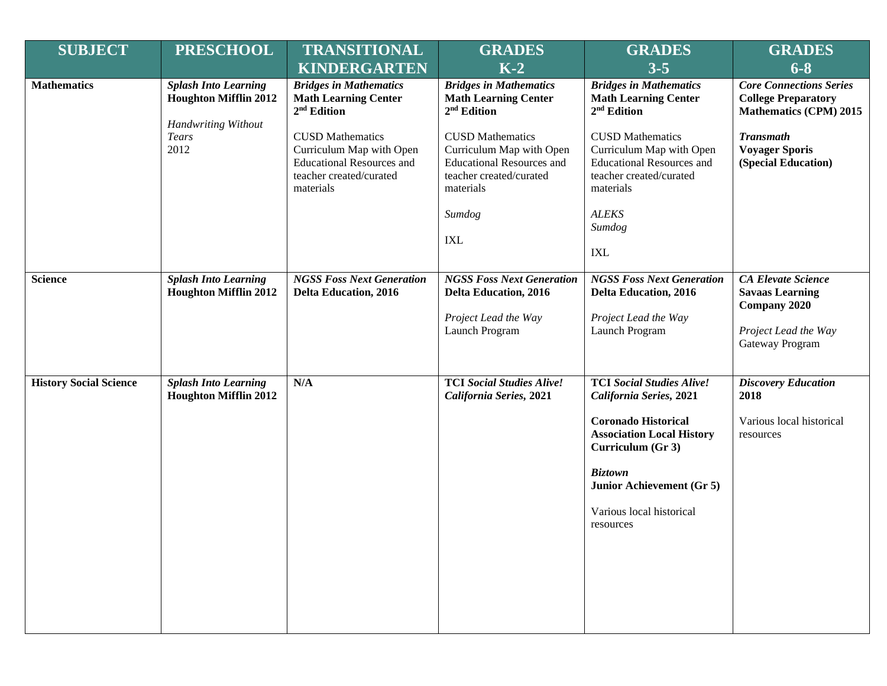| SUBJECT | PRESCHOOL | TRANSITIONAL KINDERGARTEN | GRADES K-2 | GRADES 3-5 | GRADES 6-8 |
|---|---|---|---|---|---|
| **Mathematics** | ***Splash Into Learning*** **Houghton Mifflin 2012**<br><br>*Handwriting Without Tears* 2012 | ***Bridges in Mathematics*** **Math Learning Center 2nd Edition**<br><br>CUSD Mathematics Curriculum Map with Open Educational Resources and teacher created/curated materials | ***Bridges in Mathematics*** **Math Learning Center 2nd Edition**<br><br>CUSD Mathematics Curriculum Map with Open Educational Resources and teacher created/curated materials<br><br>*Sumdog*<br><br>IXL | ***Bridges in Mathematics*** **Math Learning Center 2nd Edition**<br><br>CUSD Mathematics Curriculum Map with Open Educational Resources and teacher created/curated materials<br><br>*ALEKS*<br>*Sumdog*<br><br>IXL | ***Core Connections Series*** **College Preparatory Mathematics (CPM) 2015**<br><br>***Transmath*** **Voyager Sporis (Special Education)** |
| **Science** | ***Splash Into Learning*** **Houghton Mifflin 2012** | ***NGSS Foss Next Generation*** **Delta Education, 2016** | ***NGSS Foss Next Generation*** **Delta Education, 2016**<br><br>*Project Lead the Way* Launch Program | ***NGSS Foss Next Generation*** **Delta Education, 2016**<br><br>*Project Lead the Way* Launch Program | ***CA Elevate Science*** **Savaas Learning Company 2020**<br><br>*Project Lead the Way* Gateway Program |
| **History Social Science** | ***Splash Into Learning*** **Houghton Mifflin 2012** | **N/A** | **TCI *Social Studies Alive! California Series*, 2021** | **TCI *Social Studies Alive! California Series*, 2021**<br><br>**Coronado Historical Association Local History Curriculum (Gr 3)**<br><br>***Biztown*** **Junior Achievement (Gr 5)**<br><br>Various local historical resources | ***Discovery Education*** **2018**<br><br>Various local historical resources |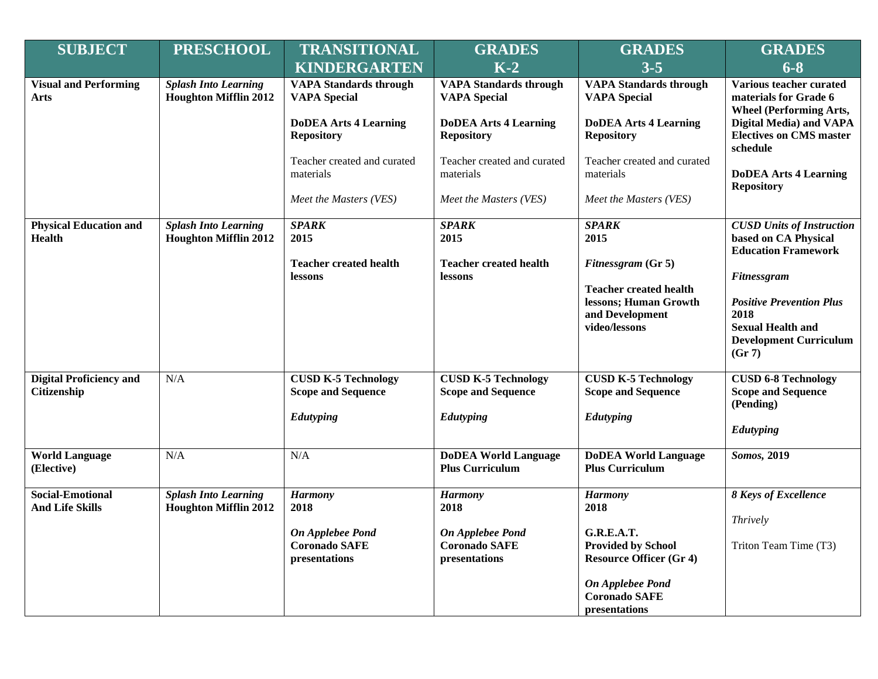| SUBJECT | PRESCHOOL | TRANSITIONAL KINDERGARTEN | GRADES K-2 | GRADES 3-5 | GRADES 6-8 |
|---|---|---|---|---|---|
| **Visual and Performing Arts** | ***Splash Into Learning*** **Houghton Mifflin 2012** | **VAPA Standards through VAPA Special**<br><br>**DoDEA Arts 4 Learning Repository**<br><br>Teacher created and curated materials<br><br>*Meet the Masters (VES)* | **VAPA Standards through VAPA Special**<br><br>**DoDEA Arts 4 Learning Repository**<br><br>Teacher created and curated materials<br><br>*Meet the Masters (VES)* | **VAPA Standards through VAPA Special**<br><br>**DoDEA Arts 4 Learning Repository**<br><br>Teacher created and curated materials<br><br>*Meet the Masters (VES)* | **Various teacher curated materials for Grade 6 Wheel (Performing Arts, Digital Media) and VAPA Electives on CMS master schedule**<br><br>**DoDEA Arts 4 Learning Repository** |
| **Physical Education and Health** | ***Splash Into Learning*** **Houghton Mifflin 2012** | ***SPARK*** **2015**<br><br>**Teacher created health lessons** | ***SPARK*** **2015**<br><br>**Teacher created health lessons** | ***SPARK*** **2015**<br><br>***Fitnessgram*** **(Gr 5)**<br><br>**Teacher created health lessons; Human Growth and Development video/lessons** | ***CUSD Units of Instruction*** **based on CA Physical Education Framework**<br><br>***Fitnessgram***<br><br>***Positive Prevention Plus*** **2018**<br>**Sexual Health and Development Curriculum (Gr 7)** |
| **Digital Proficiency and Citizenship** | N/A | **CUSD K-5 Technology Scope and Sequence**<br><br>***Edutyping*** | **CUSD K-5 Technology Scope and Sequence**<br><br>***Edutyping*** | **CUSD K-5 Technology Scope and Sequence**<br><br>***Edutyping*** | **CUSD 6-8 Technology Scope and Sequence (Pending)**<br><br>***Edutyping*** |
| **World Language (Elective)** | N/A | N/A | **DoDEA World Language Plus Curriculum** | **DoDEA World Language Plus Curriculum** | ***Somos,*** **2019** |
| **Social-Emotional And Life Skills** | ***Splash Into Learning*** **Houghton Mifflin 2012** | ***Harmony*** **2018**<br><br>***On Applebee Pond*** **Coronado SAFE presentations** | ***Harmony*** **2018**<br><br>***On Applebee Pond*** **Coronado SAFE presentations** | ***Harmony*** **2018**<br><br>**G.R.E.A.T. Provided by School Resource Officer (Gr 4)**<br><br>***On Applebee Pond*** **Coronado SAFE presentations** | ***8 Keys of Excellence***<br><br>*Thrively*<br><br>Triton Team Time (T3) |